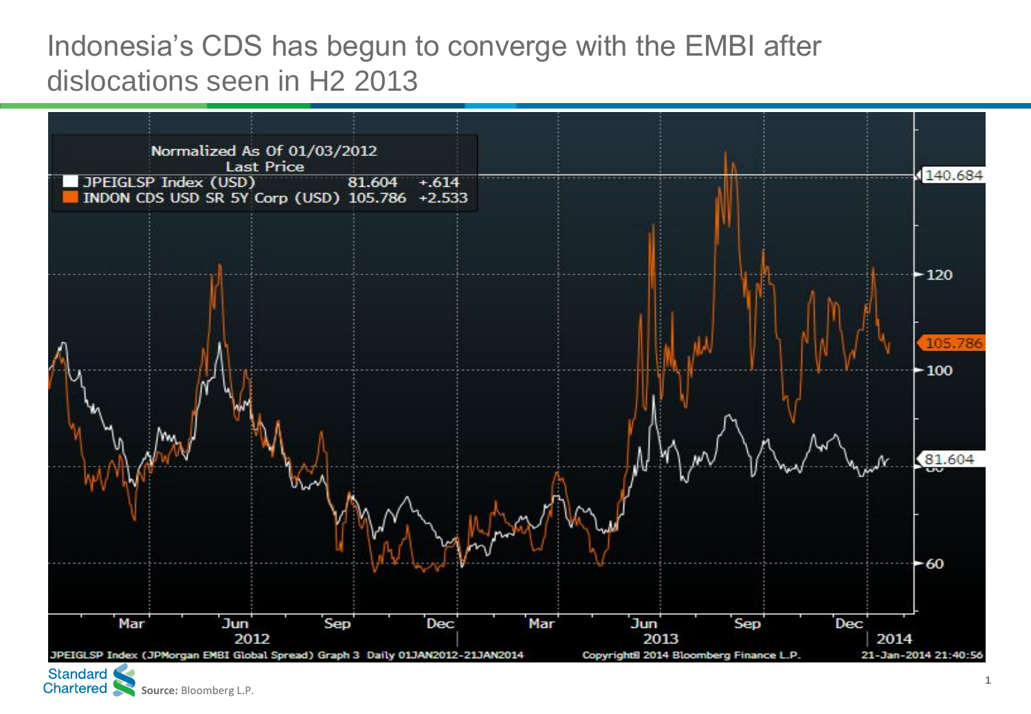# Indonesia's CDS has begun to converge with the EMBI after dislocations seen in H2 2013

Normalized As Of 01/03/2012

| Last Price | | |
|---|---|---|
| JPEIGLSP Index (USD) | 81.604 | +.614 |
| INDON CDS USD SR 5Y Corp (USD) | 105.786 | +2.533 |

JPEIGLSP Index (JPMorgan EMBI Global Spread) Graph 3 Daily 01JAN2012-21JAN2014

Copyright© 2014 Bloomberg Finance L.P. 21-Jan-2014 21:40:56

**Source:** Bloomberg L.P.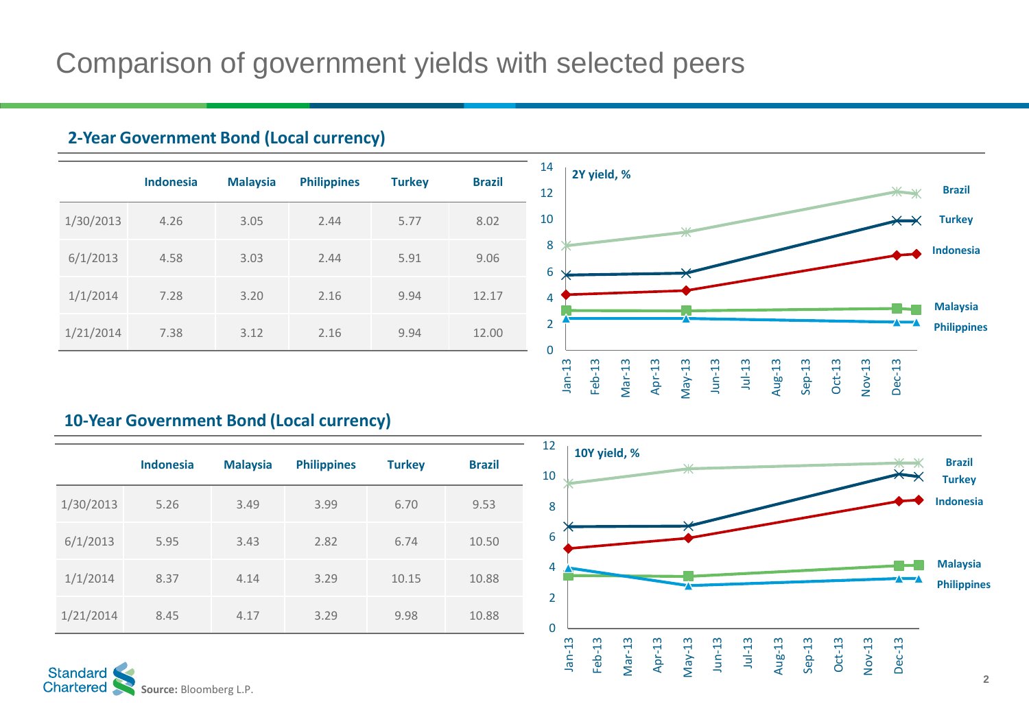# Comparison of government yields with selected peers

## 2-Year Government Bond (Local currency)

| | Indonesia | Malaysia | Philippines | Turkey | Brazil |
|---|---|---|---|---|---|
| 1/30/2013 | 4.26 | 3.05 | 2.44 | 5.77 | 8.02 |
| 6/1/2013 | 4.58 | 3.03 | 2.44 | 5.91 | 9.06 |
| 1/1/2014 | 7.28 | 3.20 | 2.16 | 9.94 | 12.17 |
| 1/21/2014 | 7.38 | 3.12 | 2.16 | 9.94 | 12.00 |

## 10-Year Government Bond (Local currency)

| | Indonesia | Malaysia | Philippines | Turkey | Brazil |
|---|---|---|---|---|---|
| 1/30/2013 | 5.26 | 3.49 | 3.99 | 6.70 | 9.53 |
| 6/1/2013 | 5.95 | 3.43 | 2.82 | 6.74 | 10.50 |
| 1/1/2014 | 8.37 | 4.14 | 3.29 | 10.15 | 10.88 |
| 1/21/2014 | 8.45 | 4.17 | 3.29 | 9.98 | 10.88 |

**Source:** Bloomberg L.P.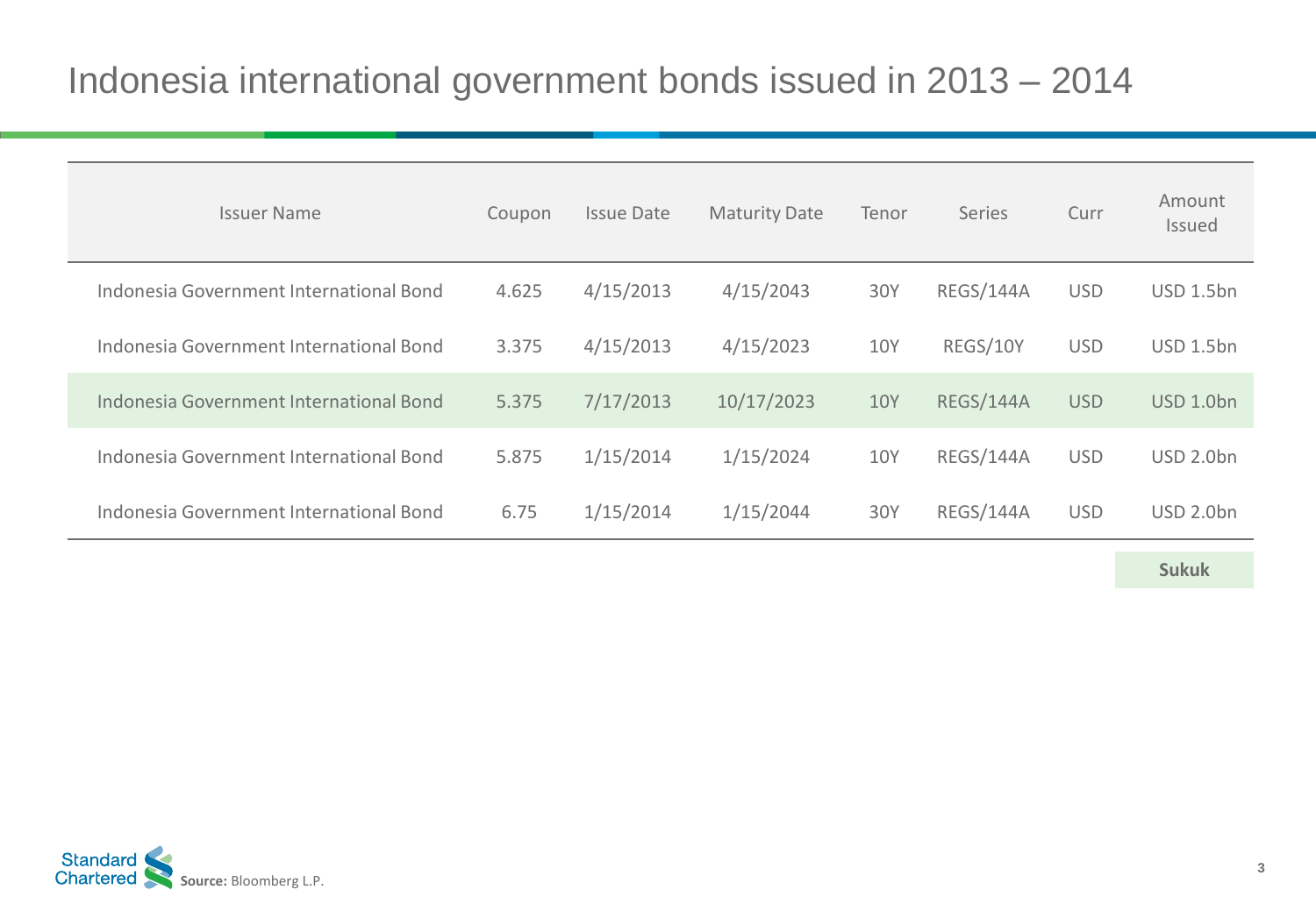# Indonesia international government bonds issued in 2013 – 2014

| Issuer Name | Coupon | Issue Date | Maturity Date | Tenor | Series | Curr | Amount Issued |
|---|---|---|---|---|---|---|---|
| Indonesia Government International Bond | 4.625 | 4/15/2013 | 4/15/2043 | 30Y | REGS/144A | USD | USD 1.5bn |
| Indonesia Government International Bond | 3.375 | 4/15/2013 | 4/15/2023 | 10Y | REGS/10Y | USD | USD 1.5bn |
| Indonesia Government International Bond | 5.375 | 7/17/2013 | 10/17/2023 | 10Y | REGS/144A | USD | USD 1.0bn |
| Indonesia Government International Bond | 5.875 | 1/15/2014 | 1/15/2024 | 10Y | REGS/144A | USD | USD 2.0bn |
| Indonesia Government International Bond | 6.75 | 1/15/2014 | 1/15/2044 | 30Y | REGS/144A | USD | USD 2.0bn |

**Sukuk**

**Source:** Bloomberg L.P.